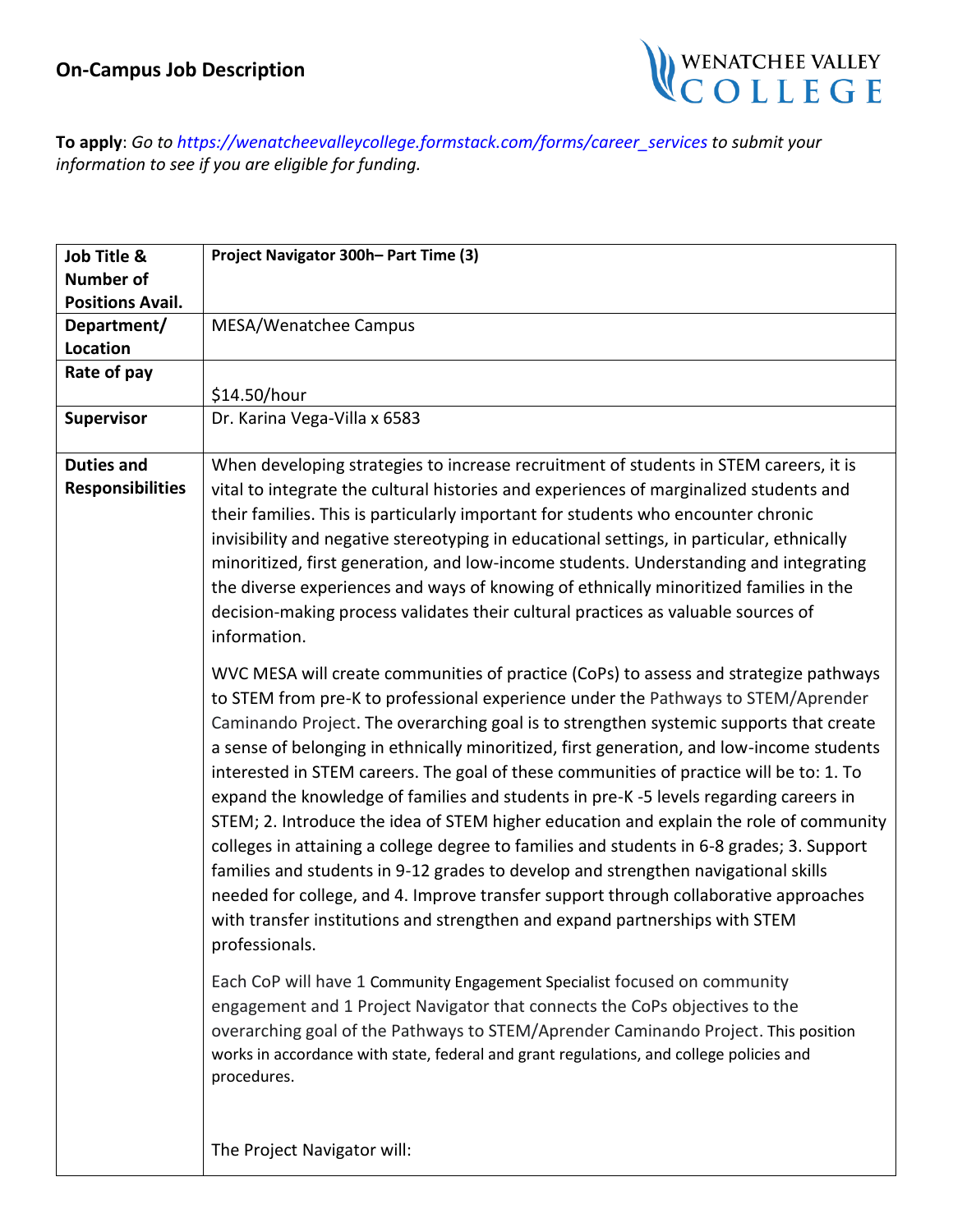# On-Campus Job Description

**To apply**: *Go to https://wenatcheevalleycollege.formstack.com/forms/career_services to submit your information to see if you are eligible for funding.*

| **Job Title & Number of Positions Avail.** | **Project Navigator 300h– Part Time (3)** |
|---|---|
| **Department/ Location** | MESA/Wenatchee Campus |
| **Rate of pay** | $14.50/hour |
| **Supervisor** | Dr. Karina Vega-Villa x 6583 |
| **Duties and Responsibilities** | When developing strategies to increase recruitment of students in STEM careers, it is vital to integrate the cultural histories and experiences of marginalized students and their families. This is particularly important for students who encounter chronic invisibility and negative stereotyping in educational settings, in particular, ethnically minoritized, first generation, and low-income students. Understanding and integrating the diverse experiences and ways of knowing of ethnically minoritized families in the decision-making process validates their cultural practices as valuable sources of information.<br><br>WVC MESA will create communities of practice (CoPs) to assess and strategize pathways to STEM from pre-K to professional experience under the Pathways to STEM/Aprender Caminando Project. The overarching goal is to strengthen systemic supports that create a sense of belonging in ethnically minoritized, first generation, and low-income students interested in STEM careers. The goal of these communities of practice will be to: 1. To expand the knowledge of families and students in pre-K -5 levels regarding careers in STEM; 2. Introduce the idea of STEM higher education and explain the role of community colleges in attaining a college degree to families and students in 6-8 grades; 3. Support families and students in 9-12 grades to develop and strengthen navigational skills needed for college, and 4. Improve transfer support through collaborative approaches with transfer institutions and strengthen and expand partnerships with STEM professionals.<br><br>Each CoP will have 1 Community Engagement Specialist focused on community engagement and 1 Project Navigator that connects the CoPs objectives to the overarching goal of the Pathways to STEM/Aprender Caminando Project. This position works in accordance with state, federal and grant regulations, and college policies and procedures.<br><br>The Project Navigator will: |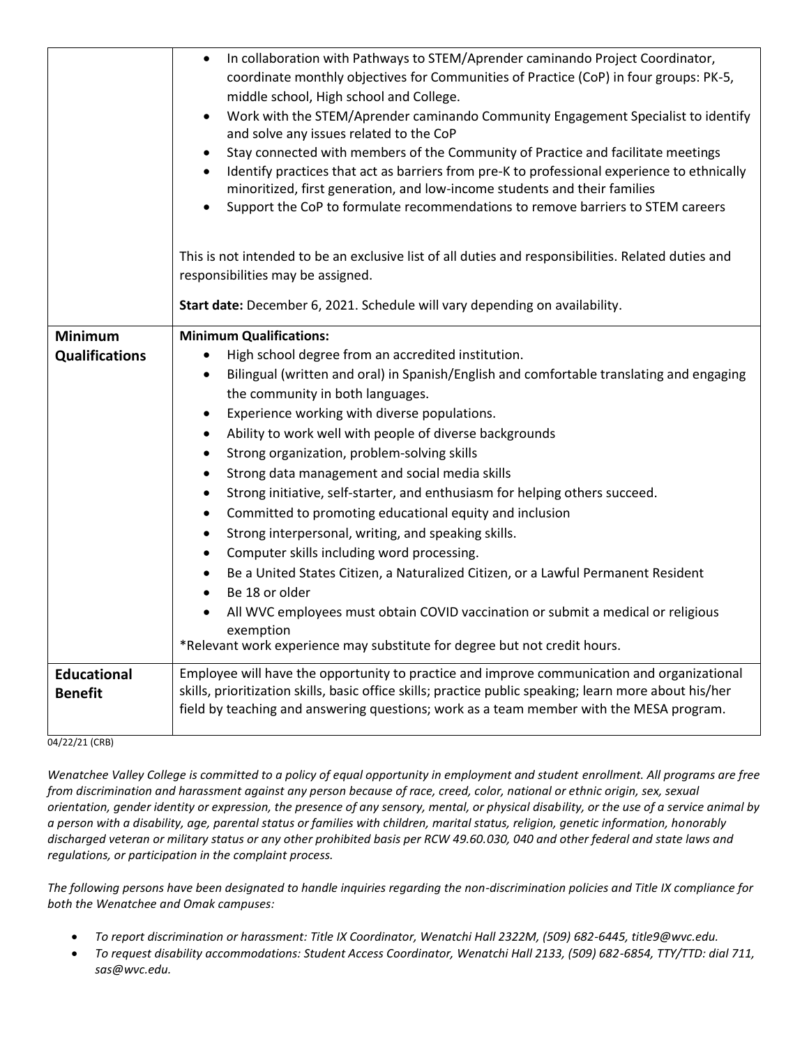| | |
|---|---|
| | • In collaboration with Pathways to STEM/Aprender caminando Project Coordinator, coordinate monthly objectives for Communities of Practice (CoP) in four groups: PK-5, middle school, High school and College.<br>• Work with the STEM/Aprender caminando Community Engagement Specialist to identify and solve any issues related to the CoP<br>• Stay connected with members of the Community of Practice and facilitate meetings<br>• Identify practices that act as barriers from pre-K to professional experience to ethnically minoritized, first generation, and low-income students and their families<br>• Support the CoP to formulate recommendations to remove barriers to STEM careers<br><br>This is not intended to be an exclusive list of all duties and responsibilities. Related duties and responsibilities may be assigned.<br><br>**Start date:** December 6, 2021. Schedule will vary depending on availability. |
| **Minimum Qualifications** | **Minimum Qualifications:**<br>• High school degree from an accredited institution.<br>• Bilingual (written and oral) in Spanish/English and comfortable translating and engaging the community in both languages.<br>• Experience working with diverse populations.<br>• Ability to work well with people of diverse backgrounds<br>• Strong organization, problem-solving skills<br>• Strong data management and social media skills<br>• Strong initiative, self-starter, and enthusiasm for helping others succeed.<br>• Committed to promoting educational equity and inclusion<br>• Strong interpersonal, writing, and speaking skills.<br>• Computer skills including word processing.<br>• Be a United States Citizen, a Naturalized Citizen, or a Lawful Permanent Resident<br>• Be 18 or older<br>• All WVC employees must obtain COVID vaccination or submit a medical or religious exemption<br>*Relevant work experience may substitute for degree but not credit hours. |
| **Educational Benefit** | Employee will have the opportunity to practice and improve communication and organizational skills, prioritization skills, basic office skills; practice public speaking; learn more about his/her field by teaching and answering questions; work as a team member with the MESA program. |

04/22/21 (CRB)

*Wenatchee Valley College is committed to a policy of equal opportunity in employment and student enrollment. All programs are free from discrimination and harassment against any person because of race, creed, color, national or ethnic origin, sex, sexual orientation, gender identity or expression, the presence of any sensory, mental, or physical disability, or the use of a service animal by a person with a disability, age, parental status or families with children, marital status, religion, genetic information, honorably discharged veteran or military status or any other prohibited basis per RCW 49.60.030, 040 and other federal and state laws and regulations, or participation in the complaint process.*

*The following persons have been designated to handle inquiries regarding the non-discrimination policies and Title IX compliance for both the Wenatchee and Omak campuses:*

- *To report discrimination or harassment: Title IX Coordinator, Wenatchi Hall 2322M, (509) 682-6445, title9@wvc.edu.*
- *To request disability accommodations: Student Access Coordinator, Wenatchi Hall 2133, (509) 682-6854, TTY/TTD: dial 711, sas@wvc.edu.*